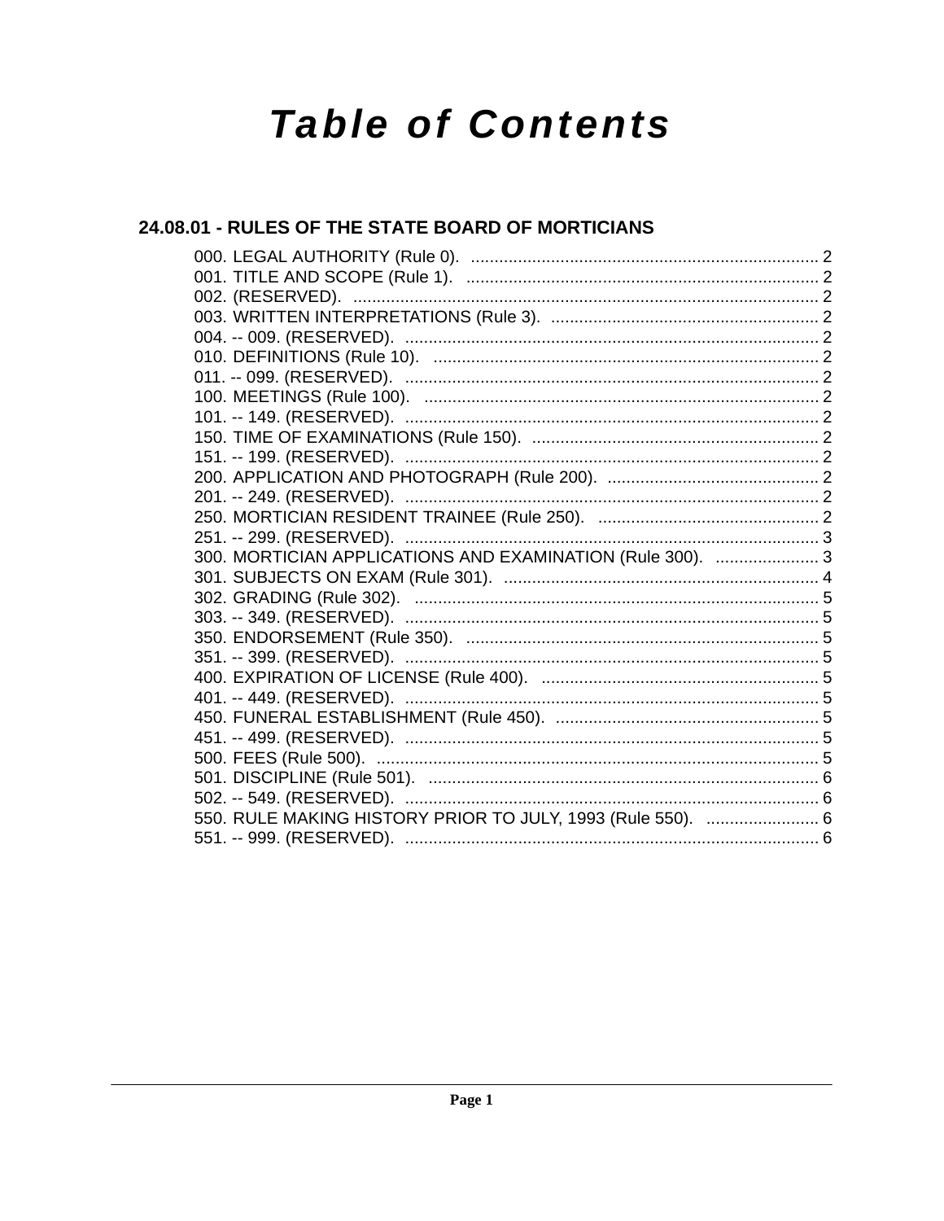# Table of Contents

## 24.08.01 - RULES OF THE STATE BOARD OF MORTICIANS

000. LEGAL AUTHORITY (Rule 0). .......................................................................... 2
001. TITLE AND SCOPE (Rule 1). ........................................................................... 2
002. (RESERVED). .................................................................................................. 2
003. WRITTEN INTERPRETATIONS (Rule 3). ......................................................... 2
004. -- 009. (RESERVED). ........................................................................................ 2
010. DEFINITIONS (Rule 10). .................................................................................. 2
011. -- 099. (RESERVED). ........................................................................................ 2
100. MEETINGS (Rule 100). .................................................................................... 2
101. -- 149. (RESERVED). ........................................................................................ 2
150. TIME OF EXAMINATIONS (Rule 150). ............................................................. 2
151. -- 199. (RESERVED). ........................................................................................ 2
200. APPLICATION AND PHOTOGRAPH (Rule 200). ............................................. 2
201. -- 249. (RESERVED). ........................................................................................ 2
250. MORTICIAN RESIDENT TRAINEE (Rule 250). ............................................... 2
251. -- 299. (RESERVED). ........................................................................................ 3
300. MORTICIAN APPLICATIONS AND EXAMINATION (Rule 300). ...................... 3
301. SUBJECTS ON EXAM (Rule 301). ................................................................... 4
302. GRADING (Rule 302). ...................................................................................... 5
303. -- 349. (RESERVED). ........................................................................................ 5
350. ENDORSEMENT (Rule 350). ........................................................................... 5
351. -- 399. (RESERVED). ........................................................................................ 5
400. EXPIRATION OF LICENSE (Rule 400). ........................................................... 5
401. -- 449. (RESERVED). ........................................................................................ 5
450. FUNERAL ESTABLISHMENT (Rule 450). ........................................................ 5
451. -- 499. (RESERVED). ........................................................................................ 5
500. FEES (Rule 500). .............................................................................................. 5
501. DISCIPLINE (Rule 501). ................................................................................... 6
502. -- 549. (RESERVED). ........................................................................................ 6
550. RULE MAKING HISTORY PRIOR TO JULY, 1993 (Rule 550). ........................ 6
551. -- 999. (RESERVED). ........................................................................................ 6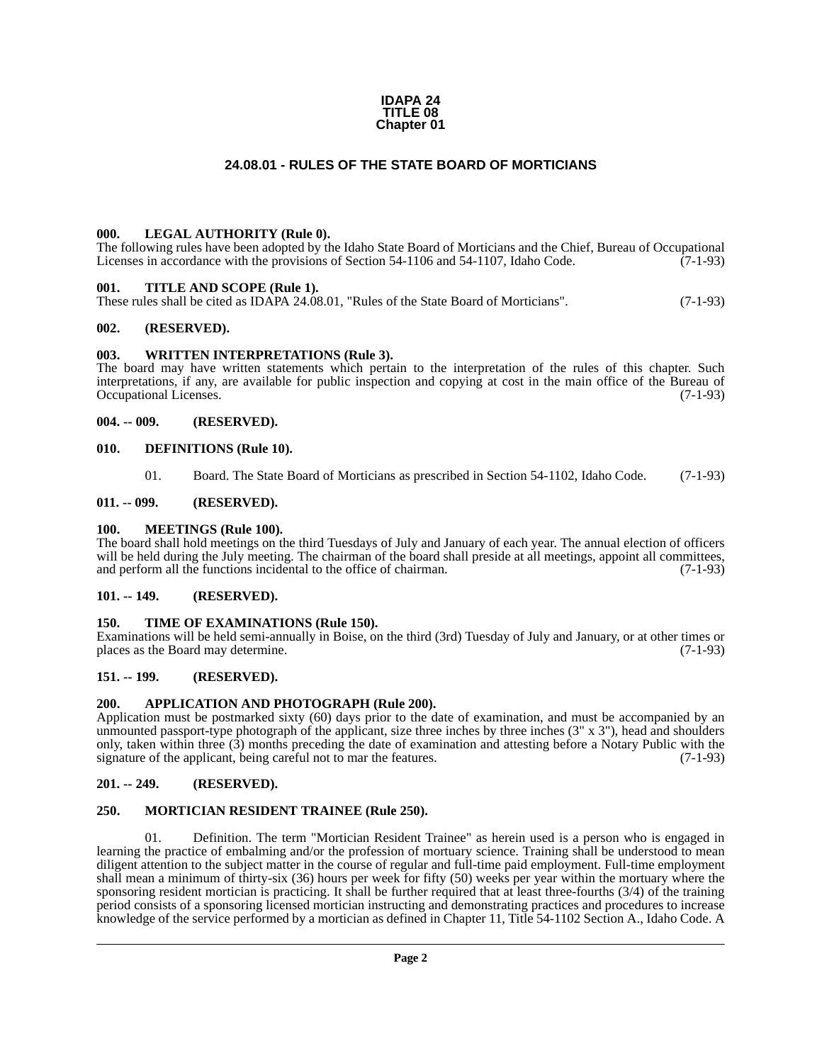**IDAPA 24**
**TITLE 08**
**Chapter 01**

# 24.08.01 - RULES OF THE STATE BOARD OF MORTICIANS

### 000. LEGAL AUTHORITY (Rule 0).

The following rules have been adopted by the Idaho State Board of Morticians and the Chief, Bureau of Occupational Licenses in accordance with the provisions of Section 54-1106 and 54-1107, Idaho Code. (7-1-93)

### 001. TITLE AND SCOPE (Rule 1).

These rules shall be cited as IDAPA 24.08.01, "Rules of the State Board of Morticians". (7-1-93)

### 002. (RESERVED).

### 003. WRITTEN INTERPRETATIONS (Rule 3).

The board may have written statements which pertain to the interpretation of the rules of this chapter. Such interpretations, if any, are available for public inspection and copying at cost in the main office of the Bureau of Occupational Licenses. (7-1-93)

### 004. -- 009. (RESERVED).

### 010. DEFINITIONS (Rule 10).

01. Board. The State Board of Morticians as prescribed in Section 54-1102, Idaho Code. (7-1-93)

### 011. -- 099. (RESERVED).

### 100. MEETINGS (Rule 100).

The board shall hold meetings on the third Tuesdays of July and January of each year. The annual election of officers will be held during the July meeting. The chairman of the board shall preside at all meetings, appoint all committees, and perform all the functions incidental to the office of chairman. (7-1-93)

### 101. -- 149. (RESERVED).

### 150. TIME OF EXAMINATIONS (Rule 150).

Examinations will be held semi-annually in Boise, on the third (3rd) Tuesday of July and January, or at other times or places as the Board may determine. (7-1-93)

### 151. -- 199. (RESERVED).

### 200. APPLICATION AND PHOTOGRAPH (Rule 200).

Application must be postmarked sixty (60) days prior to the date of examination, and must be accompanied by an unmounted passport-type photograph of the applicant, size three inches by three inches (3" x 3"), head and shoulders only, taken within three (3) months preceding the date of examination and attesting before a Notary Public with the signature of the applicant, being careful not to mar the features. (7-1-93)

### 201. -- 249. (RESERVED).

### 250. MORTICIAN RESIDENT TRAINEE (Rule 250).

01. Definition. The term "Mortician Resident Trainee" as herein used is a person who is engaged in learning the practice of embalming and/or the profession of mortuary science. Training shall be understood to mean diligent attention to the subject matter in the course of regular and full-time paid employment. Full-time employment shall mean a minimum of thirty-six (36) hours per week for fifty (50) weeks per year within the mortuary where the sponsoring resident mortician is practicing. It shall be further required that at least three-fourths (3/4) of the training period consists of a sponsoring licensed mortician instructing and demonstrating practices and procedures to increase knowledge of the service performed by a mortician as defined in Chapter 11, Title 54-1102 Section A., Idaho Code. A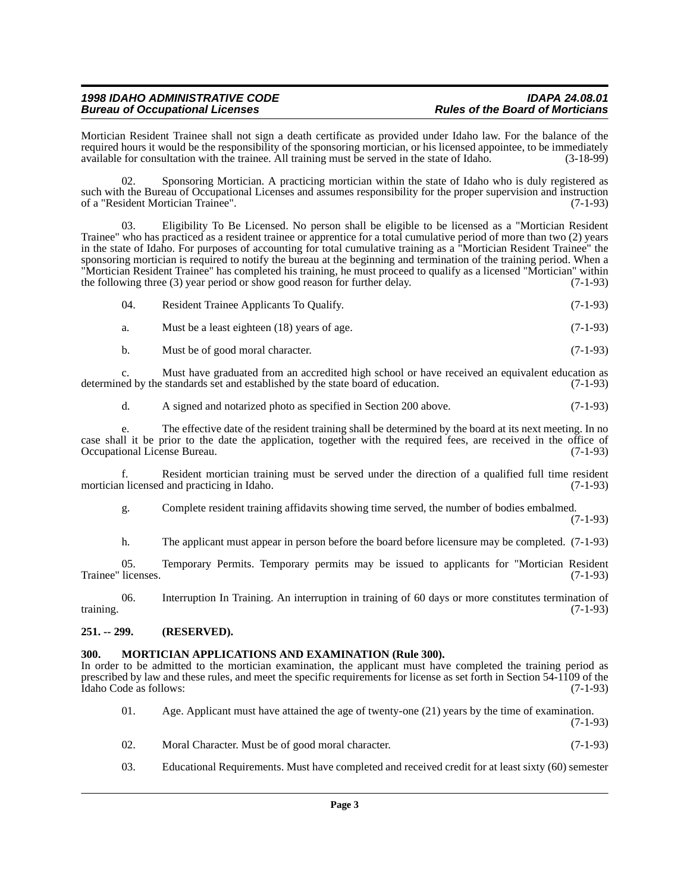Mortician Resident Trainee shall not sign a death certificate as provided under Idaho law. For the balance of the required hours it would be the responsibility of the sponsoring mortician, or his licensed appointee, to be immediately available for consultation with the trainee. All training must be served in the state of Idaho. (3-18-99)

02. Sponsoring Mortician. A practicing mortician within the state of Idaho who is duly registered as such with the Bureau of Occupational Licenses and assumes responsibility for the proper supervision and instruction of a "Resident Mortician Trainee". (7-1-93)

03. Eligibility To Be Licensed. No person shall be eligible to be licensed as a "Mortician Resident Trainee" who has practiced as a resident trainee or apprentice for a total cumulative period of more than two (2) years in the state of Idaho. For purposes of accounting for total cumulative training as a "Mortician Resident Trainee" the sponsoring mortician is required to notify the bureau at the beginning and termination of the training period. When a "Mortician Resident Trainee" has completed his training, he must proceed to qualify as a licensed "Mortician" within the following three (3) year period or show good reason for further delay. (7-1-93)

04. Resident Trainee Applicants To Qualify. (7-1-93)

a. Must be a least eighteen (18) years of age. (7-1-93)

b. Must be of good moral character. (7-1-93)

c. Must have graduated from an accredited high school or have received an equivalent education as determined by the standards set and established by the state board of education. (7-1-93)

d. A signed and notarized photo as specified in Section 200 above. (7-1-93)

e. The effective date of the resident training shall be determined by the board at its next meeting. In no case shall it be prior to the date the application, together with the required fees, are received in the office of Occupational License Bureau. (7-1-93)

f. Resident mortician training must be served under the direction of a qualified full time resident mortician licensed and practicing in Idaho. (7-1-93)

g. Complete resident training affidavits showing time served, the number of bodies embalmed. (7-1-93)

h. The applicant must appear in person before the board before licensure may be completed. (7-1-93)

05. Temporary Permits. Temporary permits may be issued to applicants for "Mortician Resident Trainee" licenses. (7-1-93)

06. Interruption In Training. An interruption in training of 60 days or more constitutes termination of training. (7-1-93)

**251. -- 299. (RESERVED).**

**300. MORTICIAN APPLICATIONS AND EXAMINATION (Rule 300).**

In order to be admitted to the mortician examination, the applicant must have completed the training period as prescribed by law and these rules, and meet the specific requirements for license as set forth in Section 54-1109 of the Idaho Code as follows: (7-1-93)

01. Age. Applicant must have attained the age of twenty-one (21) years by the time of examination. (7-1-93)

02. Moral Character. Must be of good moral character. (7-1-93)

03. Educational Requirements. Must have completed and received credit for at least sixty (60) semester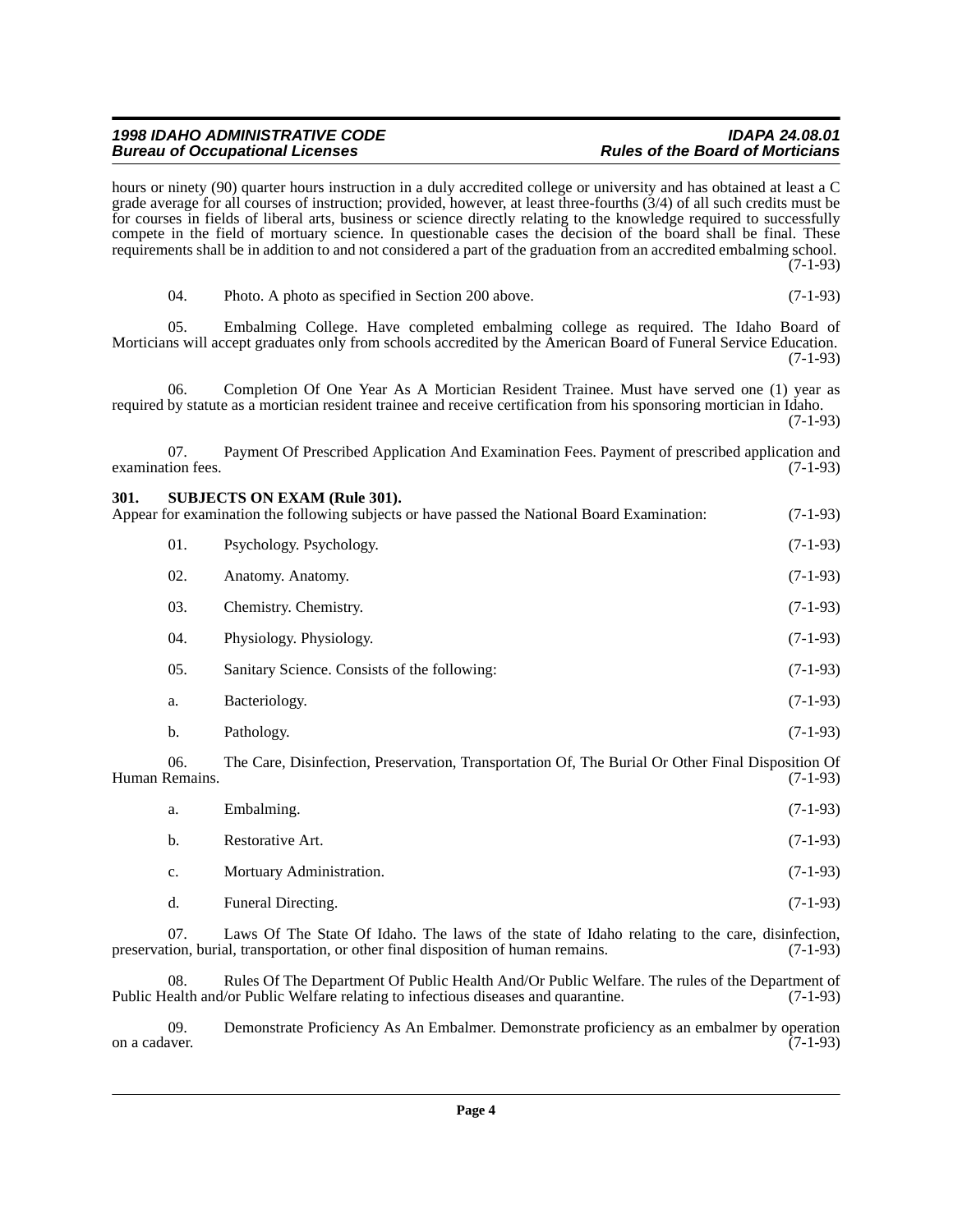hours or ninety (90) quarter hours instruction in a duly accredited college or university and has obtained at least a C grade average for all courses of instruction; provided, however, at least three-fourths (3/4) of all such credits must be for courses in fields of liberal arts, business or science directly relating to the knowledge required to successfully compete in the field of mortuary science. In questionable cases the decision of the board shall be final. These requirements shall be in addition to and not considered a part of the graduation from an accredited embalming school. (7-1-93)

04. Photo. A photo as specified in Section 200 above. (7-1-93)

05. Embalming College. Have completed embalming college as required. The Idaho Board of Morticians will accept graduates only from schools accredited by the American Board of Funeral Service Education. (7-1-93)

06. Completion Of One Year As A Mortician Resident Trainee. Must have served one (1) year as required by statute as a mortician resident trainee and receive certification from his sponsoring mortician in Idaho. (7-1-93)

07. Payment Of Prescribed Application And Examination Fees. Payment of prescribed application and examination fees. (7-1-93)

**301. SUBJECTS ON EXAM (Rule 301).**

Appear for examination the following subjects or have passed the National Board Examination: (7-1-93)

01. Psychology. Psychology. (7-1-93)

02. Anatomy. Anatomy. (7-1-93)

03. Chemistry. Chemistry. (7-1-93)

04. Physiology. Physiology. (7-1-93)

05. Sanitary Science. Consists of the following: (7-1-93)

a. Bacteriology. (7-1-93)

b. Pathology. (7-1-93)

06. The Care, Disinfection, Preservation, Transportation Of, The Burial Or Other Final Disposition Of Human Remains. (7-1-93)

a. Embalming. (7-1-93)

b. Restorative Art. (7-1-93)

c. Mortuary Administration. (7-1-93)

d. Funeral Directing. (7-1-93)

07. Laws Of The State Of Idaho. The laws of the state of Idaho relating to the care, disinfection, preservation, burial, transportation, or other final disposition of human remains. (7-1-93)

08. Rules Of The Department Of Public Health And/Or Public Welfare. The rules of the Department of Public Health and/or Public Welfare relating to infectious diseases and quarantine. (7-1-93)

09. Demonstrate Proficiency As An Embalmer. Demonstrate proficiency as an embalmer by operation on a cadaver. (7-1-93)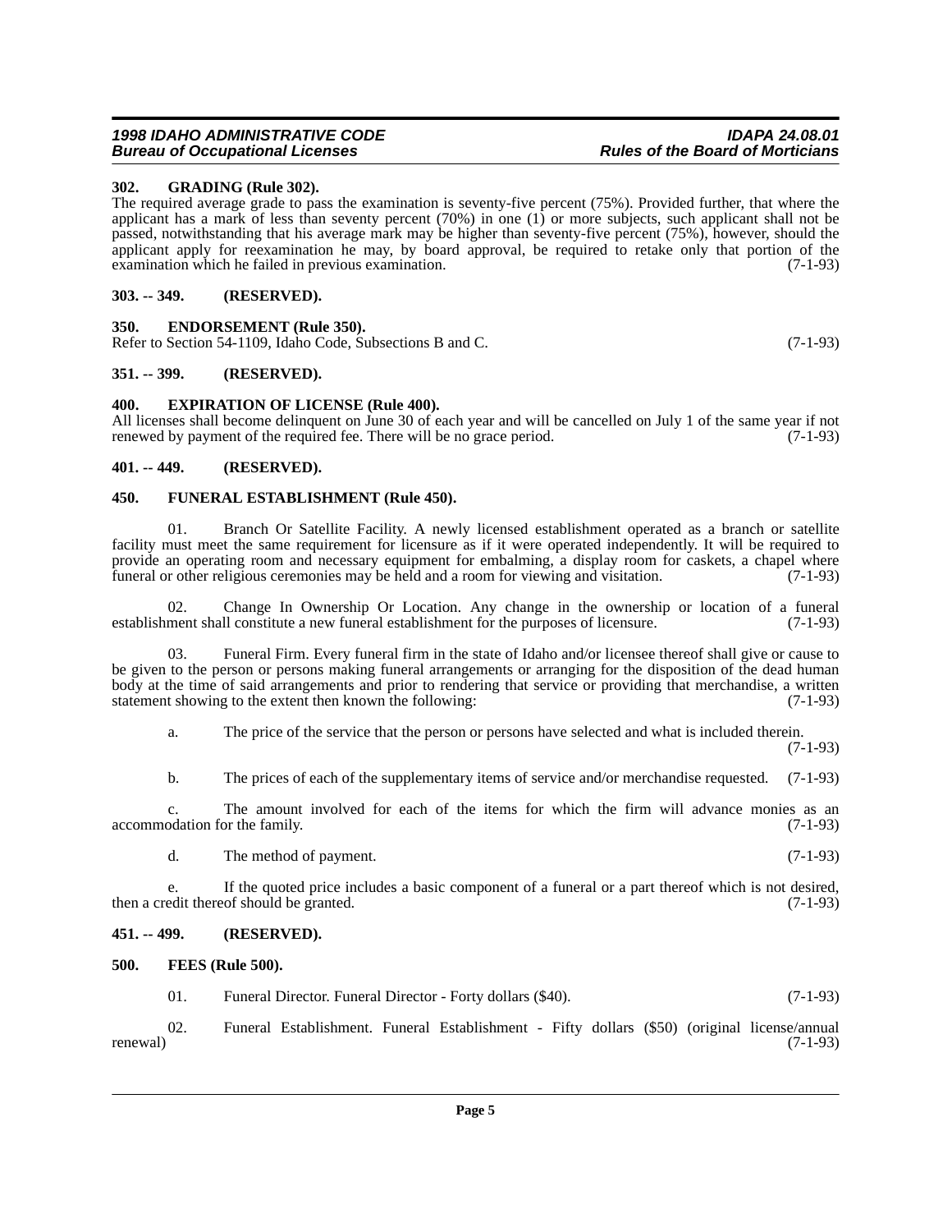### 302. GRADING (Rule 302).

The required average grade to pass the examination is seventy-five percent (75%). Provided further, that where the applicant has a mark of less than seventy percent (70%) in one (1) or more subjects, such applicant shall not be passed, notwithstanding that his average mark may be higher than seventy-five percent (75%), however, should the applicant apply for reexamination he may, by board approval, be required to retake only that portion of the examination which he failed in previous examination. (7-1-93)

### 303. -- 349. (RESERVED).

### 350. ENDORSEMENT (Rule 350).

Refer to Section 54-1109, Idaho Code, Subsections B and C. (7-1-93)

### 351. -- 399. (RESERVED).

### 400. EXPIRATION OF LICENSE (Rule 400).

All licenses shall become delinquent on June 30 of each year and will be cancelled on July 1 of the same year if not renewed by payment of the required fee. There will be no grace period. (7-1-93)

### 401. -- 449. (RESERVED).

### 450. FUNERAL ESTABLISHMENT (Rule 450).

01. Branch Or Satellite Facility. A newly licensed establishment operated as a branch or satellite facility must meet the same requirement for licensure as if it were operated independently. It will be required to provide an operating room and necessary equipment for embalming, a display room for caskets, a chapel where funeral or other religious ceremonies may be held and a room for viewing and visitation. (7-1-93)

02. Change In Ownership Or Location. Any change in the ownership or location of a funeral establishment shall constitute a new funeral establishment for the purposes of licensure. (7-1-93)

03. Funeral Firm. Every funeral firm in the state of Idaho and/or licensee thereof shall give or cause to be given to the person or persons making funeral arrangements or arranging for the disposition of the dead human body at the time of said arrangements and prior to rendering that service or providing that merchandise, a written statement showing to the extent then known the following: (7-1-93)

a. The price of the service that the person or persons have selected and what is included therein. (7-1-93)

b. The prices of each of the supplementary items of service and/or merchandise requested. (7-1-93)

c. The amount involved for each of the items for which the firm will advance monies as an accommodation for the family. (7-1-93)

d. The method of payment. (7-1-93)

e. If the quoted price includes a basic component of a funeral or a part thereof which is not desired, then a credit thereof should be granted. (7-1-93)

### 451. -- 499. (RESERVED).

### 500. FEES (Rule 500).

01. Funeral Director. Funeral Director - Forty dollars ($40). (7-1-93)

02. Funeral Establishment. Funeral Establishment - Fifty dollars ($50) (original license/annual renewal) (7-1-93)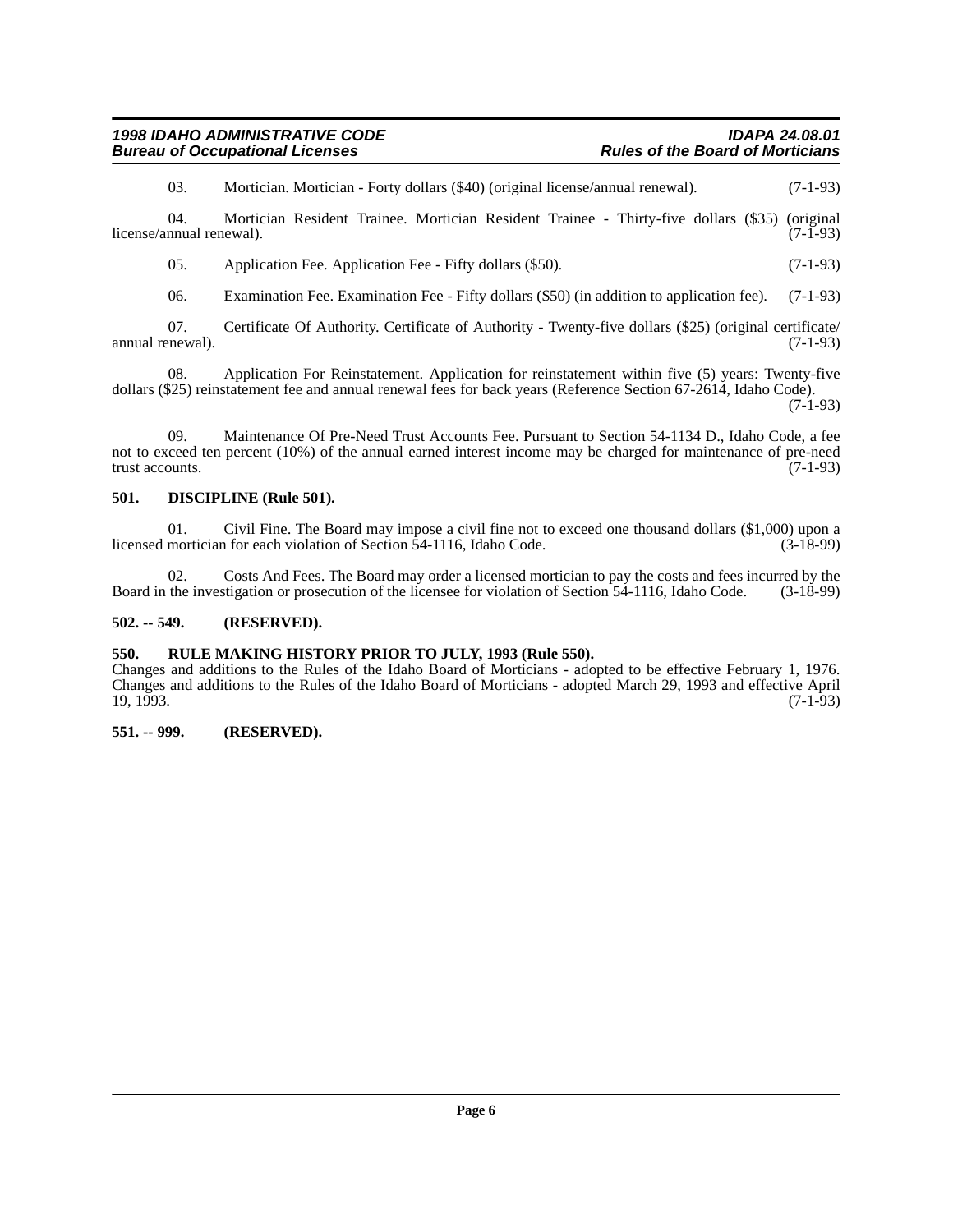03. Mortician. Mortician - Forty dollars ($40) (original license/annual renewal). (7-1-93)

04. Mortician Resident Trainee. Mortician Resident Trainee - Thirty-five dollars ($35) (original license/annual renewal). (7-1-93)

05. Application Fee. Application Fee - Fifty dollars ($50). (7-1-93)

06. Examination Fee. Examination Fee - Fifty dollars ($50) (in addition to application fee). (7-1-93)

07. Certificate Of Authority. Certificate of Authority - Twenty-five dollars ($25) (original certificate/ annual renewal). (7-1-93)

08. Application For Reinstatement. Application for reinstatement within five (5) years: Twenty-five dollars ($25) reinstatement fee and annual renewal fees for back years (Reference Section 67-2614, Idaho Code). (7-1-93)

09. Maintenance Of Pre-Need Trust Accounts Fee. Pursuant to Section 54-1134 D., Idaho Code, a fee not to exceed ten percent (10%) of the annual earned interest income may be charged for maintenance of pre-need trust accounts. (7-1-93)

**501. DISCIPLINE (Rule 501).**

01. Civil Fine. The Board may impose a civil fine not to exceed one thousand dollars ($1,000) upon a licensed mortician for each violation of Section 54-1116, Idaho Code. (3-18-99)

02. Costs And Fees. The Board may order a licensed mortician to pay the costs and fees incurred by the Board in the investigation or prosecution of the licensee for violation of Section 54-1116, Idaho Code. (3-18-99)

**502. -- 549. (RESERVED).**

**550. RULE MAKING HISTORY PRIOR TO JULY, 1993 (Rule 550).**

Changes and additions to the Rules of the Idaho Board of Morticians - adopted to be effective February 1, 1976. Changes and additions to the Rules of the Idaho Board of Morticians - adopted March 29, 1993 and effective April 19, 1993. (7-1-93)

**551. -- 999. (RESERVED).**